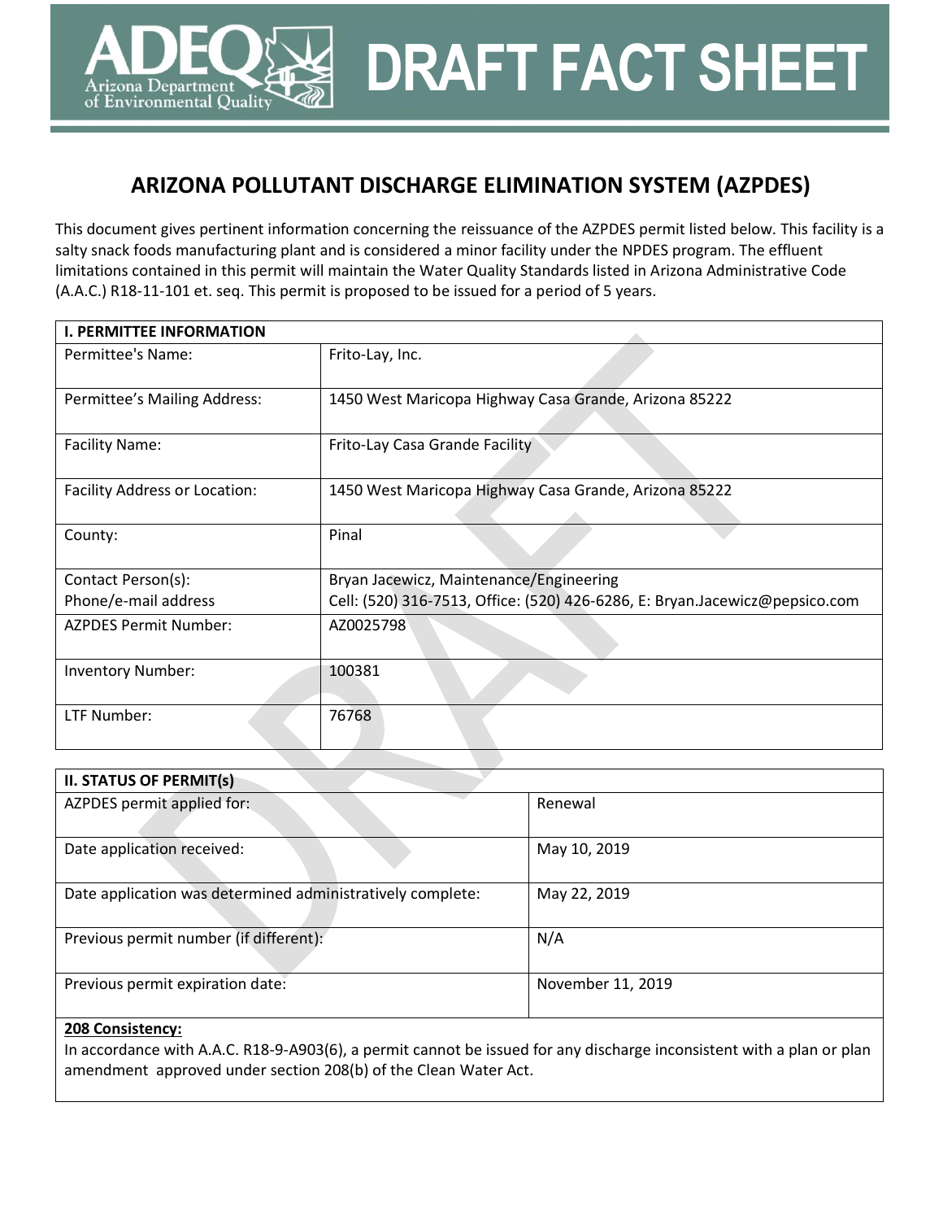# DRAFT FACT SHEET

## ARIZONA POLLUTANT DISCHARGE ELIMINATION SYSTEM (AZPDES)

This document gives pertinent information concerning the reissuance of the AZPDES permit listed below. This facility is a salty snack foods manufacturing plant and is considered a minor facility under the NPDES program. The effluent limitations contained in this permit will maintain the Water Quality Standards listed in Arizona Administrative Code (A.A.C.) R18-11-101 et. seq. This permit is proposed to be issued for a period of 5 years.

| **I. PERMITTEE INFORMATION** | |
|---|---|
| Permittee's Name: | Frito-Lay, Inc. |
| Permittee's Mailing Address: | 1450 West Maricopa Highway Casa Grande, Arizona 85222 |
| Facility Name: | Frito-Lay Casa Grande Facility |
| Facility Address or Location: | 1450 West Maricopa Highway Casa Grande, Arizona 85222 |
| County: | Pinal |
| Contact Person(s):<br>Phone/e-mail address | Bryan Jacewicz, Maintenance/Engineering<br>Cell: (520) 316-7513, Office: (520) 426-6286, E: Bryan.Jacewicz@pepsico.com |
| AZPDES Permit Number: | AZ0025798 |
| Inventory Number: | 100381 |
| LTF Number: | 76768 |

| **II. STATUS OF PERMIT(s)** | |
|---|---|
| AZPDES permit applied for: | Renewal |
| Date application received: | May 10, 2019 |
| Date application was determined administratively complete: | May 22, 2019 |
| Previous permit number (if different): | N/A |
| Previous permit expiration date: | November 11, 2019 |

**208 Consistency:**

In accordance with A.A.C. R18-9-A903(6), a permit cannot be issued for any discharge inconsistent with a plan or plan amendment approved under section 208(b) of the Clean Water Act.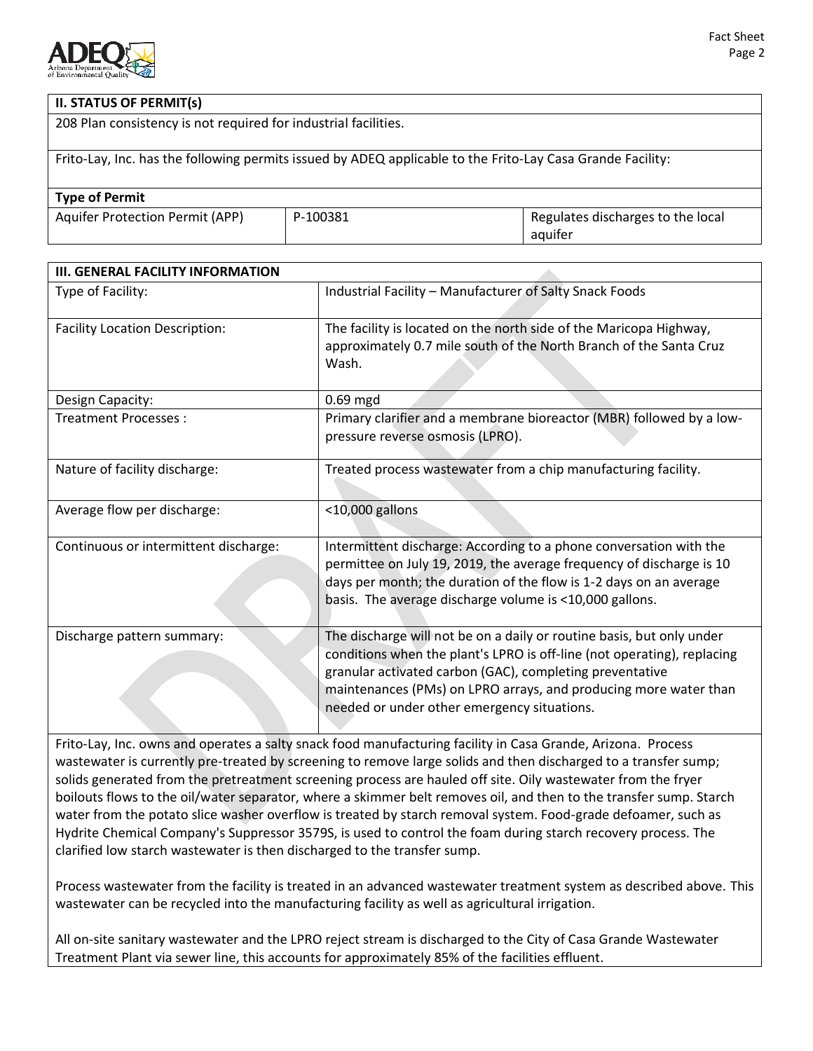## II. STATUS OF PERMIT(s)

208 Plan consistency is not required for industrial facilities.

Frito-Lay, Inc. has the following permits issued by ADEQ applicable to the Frito-Lay Casa Grande Facility:

| Type of Permit | | |
|---|---|---|
| Aquifer Protection Permit (APP) | P-100381 | Regulates discharges to the local aquifer |

## III. GENERAL FACILITY INFORMATION

| | |
|---|---|
| Type of Facility: | Industrial Facility – Manufacturer of Salty Snack Foods |
| Facility Location Description: | The facility is located on the north side of the Maricopa Highway, approximately 0.7 mile south of the North Branch of the Santa Cruz Wash. |
| Design Capacity: | 0.69 mgd |
| Treatment Processes : | Primary clarifier and a membrane bioreactor (MBR) followed by a low-pressure reverse osmosis (LPRO). |
| Nature of facility discharge: | Treated process wastewater from a chip manufacturing facility. |
| Average flow per discharge: | <10,000 gallons |
| Continuous or intermittent discharge: | Intermittent discharge: According to a phone conversation with the permittee on July 19, 2019, the average frequency of discharge is 10 days per month; the duration of the flow is 1-2 days on an average basis. The average discharge volume is <10,000 gallons. |
| Discharge pattern summary: | The discharge will not be on a daily or routine basis, but only under conditions when the plant's LPRO is off-line (not operating), replacing granular activated carbon (GAC), completing preventative maintenances (PMs) on LPRO arrays, and producing more water than needed or under other emergency situations. |

Frito-Lay, Inc. owns and operates a salty snack food manufacturing facility in Casa Grande, Arizona. Process wastewater is currently pre-treated by screening to remove large solids and then discharged to a transfer sump; solids generated from the pretreatment screening process are hauled off site. Oily wastewater from the fryer boilouts flows to the oil/water separator, where a skimmer belt removes oil, and then to the transfer sump. Starch water from the potato slice washer overflow is treated by starch removal system. Food-grade defoamer, such as Hydrite Chemical Company's Suppressor 3579S, is used to control the foam during starch recovery process. The clarified low starch wastewater is then discharged to the transfer sump.

Process wastewater from the facility is treated in an advanced wastewater treatment system as described above. This wastewater can be recycled into the manufacturing facility as well as agricultural irrigation.

All on-site sanitary wastewater and the LPRO reject stream is discharged to the City of Casa Grande Wastewater Treatment Plant via sewer line, this accounts for approximately 85% of the facilities effluent.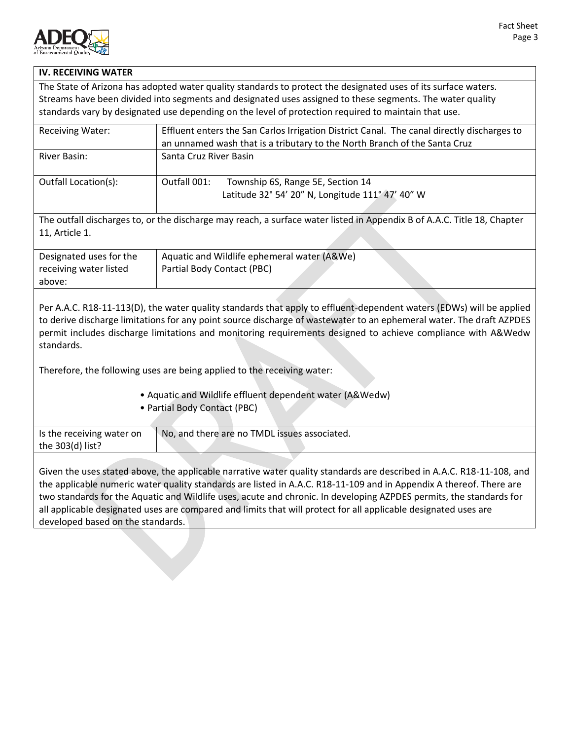## IV. RECEIVING WATER

The State of Arizona has adopted water quality standards to protect the designated uses of its surface waters. Streams have been divided into segments and designated uses assigned to these segments. The water quality standards vary by designated use depending on the level of protection required to maintain that use.

| | |
|---|---|
| Receiving Water: | Effluent enters the San Carlos Irrigation District Canal. The canal directly discharges to an unnamed wash that is a tributary to the North Branch of the Santa Cruz |
| River Basin: | Santa Cruz River Basin |
| Outfall Location(s): | Outfall 001: Township 6S, Range 5E, Section 14<br>Latitude 32° 54' 20" N, Longitude 111° 47' 40" W |

The outfall discharges to, or the discharge may reach, a surface water listed in Appendix B of A.A.C. Title 18, Chapter 11, Article 1.

| | |
|---|---|
| Designated uses for the receiving water listed above: | Aquatic and Wildlife ephemeral water (A&We)<br>Partial Body Contact (PBC) |

Per A.A.C. R18-11-113(D), the water quality standards that apply to effluent-dependent waters (EDWs) will be applied to derive discharge limitations for any point source discharge of wastewater to an ephemeral water. The draft AZPDES permit includes discharge limitations and monitoring requirements designed to achieve compliance with A&Wedw standards.

Therefore, the following uses are being applied to the receiving water:

- Aquatic and Wildlife effluent dependent water (A&Wedw)
- Partial Body Contact (PBC)

| | |
|---|---|
| Is the receiving water on the 303(d) list? | No, and there are no TMDL issues associated. |

Given the uses stated above, the applicable narrative water quality standards are described in A.A.C. R18-11-108, and the applicable numeric water quality standards are listed in A.A.C. R18-11-109 and in Appendix A thereof. There are two standards for the Aquatic and Wildlife uses, acute and chronic. In developing AZPDES permits, the standards for all applicable designated uses are compared and limits that will protect for all applicable designated uses are developed based on the standards.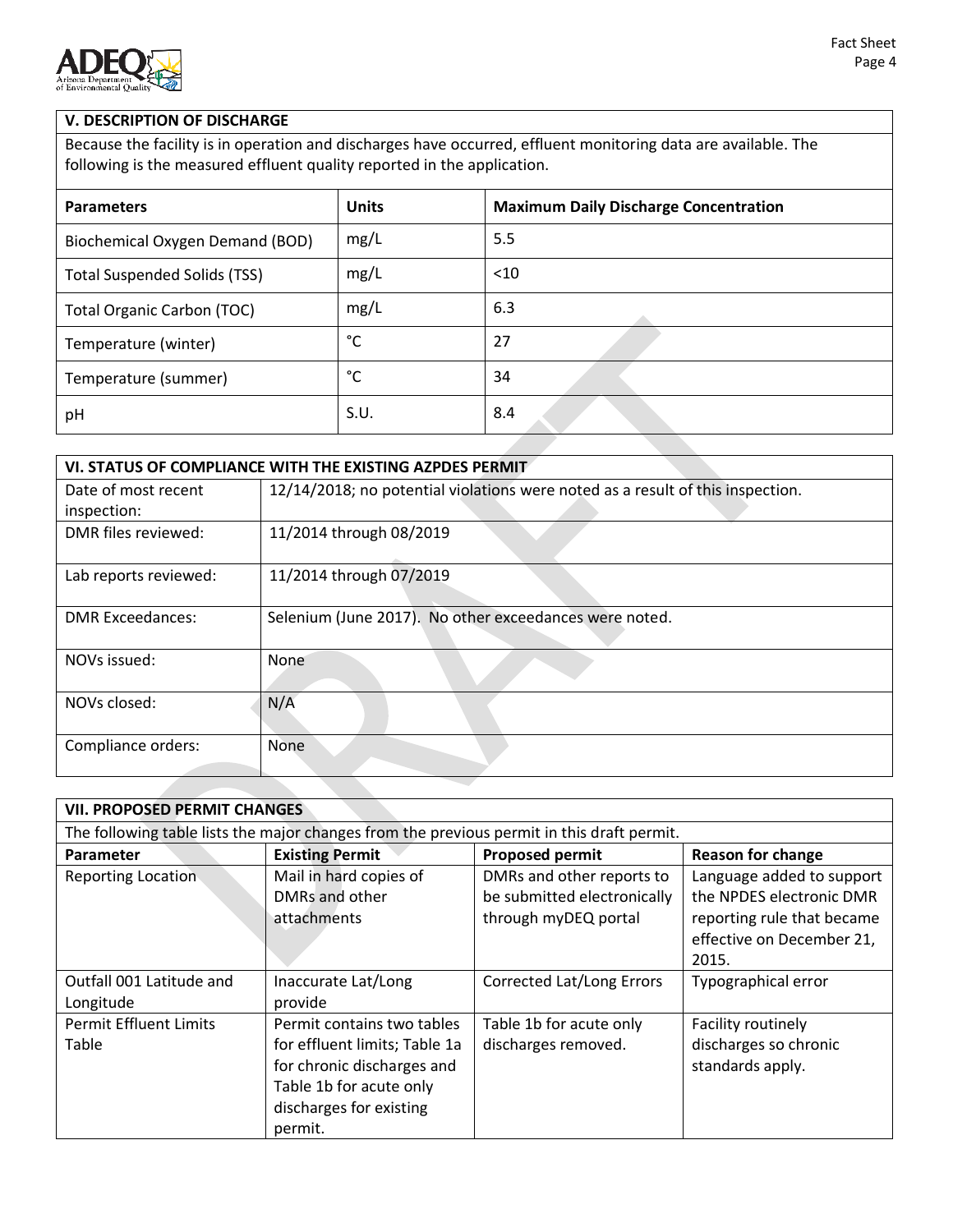## V. DESCRIPTION OF DISCHARGE

Because the facility is in operation and discharges have occurred, effluent monitoring data are available. The following is the measured effluent quality reported in the application.

| Parameters | Units | Maximum Daily Discharge Concentration |
|---|---|---|
| Biochemical Oxygen Demand (BOD) | mg/L | 5.5 |
| Total Suspended Solids (TSS) | mg/L | <10 |
| Total Organic Carbon (TOC) | mg/L | 6.3 |
| Temperature (winter) | °C | 27 |
| Temperature (summer) | °C | 34 |
| pH | S.U. | 8.4 |

## VI. STATUS OF COMPLIANCE WITH THE EXISTING AZPDES PERMIT

| | |
|---|---|
| Date of most recent inspection: | 12/14/2018; no potential violations were noted as a result of this inspection. |
| DMR files reviewed: | 11/2014 through 08/2019 |
| Lab reports reviewed: | 11/2014 through 07/2019 |
| DMR Exceedances: | Selenium (June 2017). No other exceedances were noted. |
| NOVs issued: | None |
| NOVs closed: | N/A |
| Compliance orders: | None |

## VII. PROPOSED PERMIT CHANGES

The following table lists the major changes from the previous permit in this draft permit.

| Parameter | Existing Permit | Proposed permit | Reason for change |
|---|---|---|---|
| Reporting Location | Mail in hard copies of DMRs and other attachments | DMRs and other reports to be submitted electronically through myDEQ portal | Language added to support the NPDES electronic DMR reporting rule that became effective on December 21, 2015. |
| Outfall 001 Latitude and Longitude | Inaccurate Lat/Long provide | Corrected Lat/Long Errors | Typographical error |
| Permit Effluent Limits Table | Permit contains two tables for effluent limits; Table 1a for chronic discharges and Table 1b for acute only discharges for existing permit. | Table 1b for acute only discharges removed. | Facility routinely discharges so chronic standards apply. |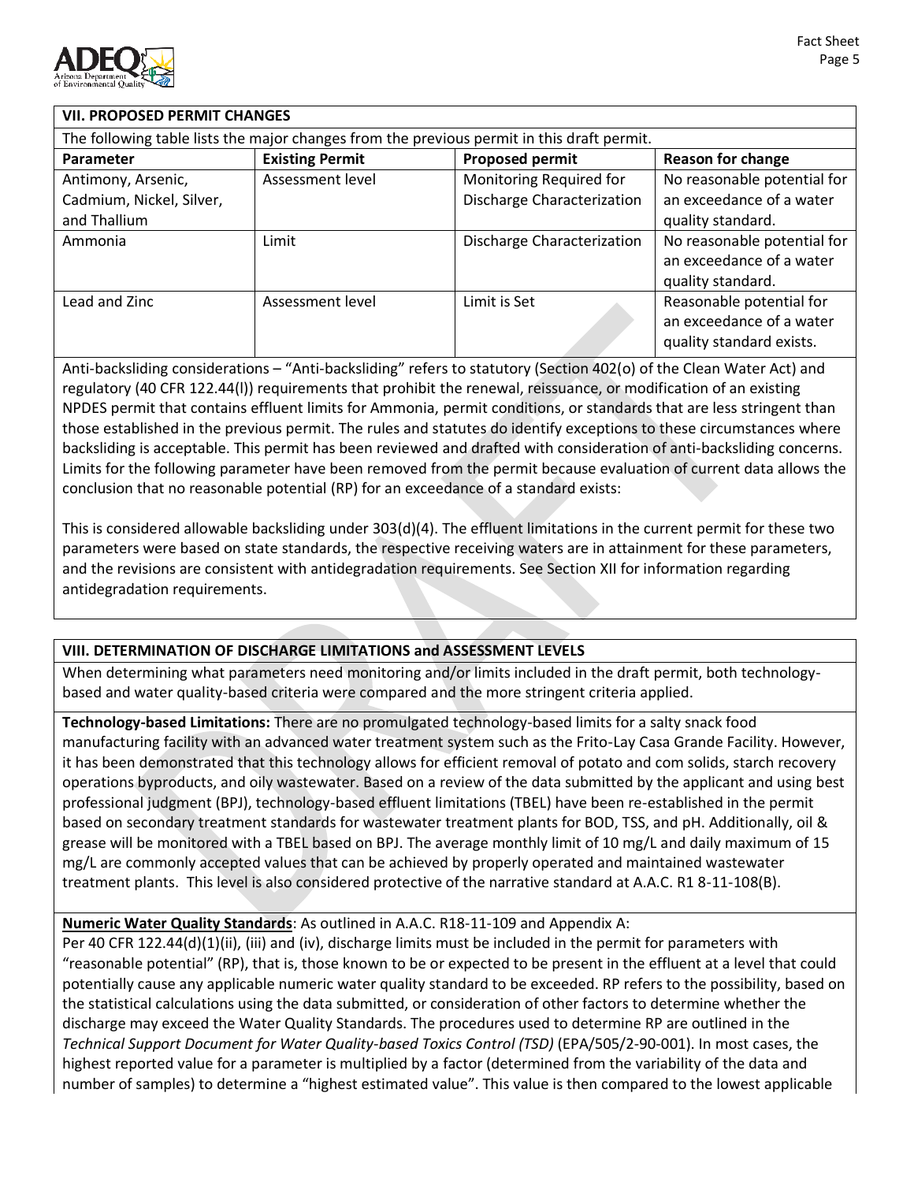## VII. PROPOSED PERMIT CHANGES

The following table lists the major changes from the previous permit in this draft permit.

| Parameter | Existing Permit | Proposed permit | Reason for change |
|---|---|---|---|
| Antimony, Arsenic, Cadmium, Nickel, Silver, and Thallium | Assessment level | Monitoring Required for Discharge Characterization | No reasonable potential for an exceedance of a water quality standard. |
| Ammonia | Limit | Discharge Characterization | No reasonable potential for an exceedance of a water quality standard. |
| Lead and Zinc | Assessment level | Limit is Set | Reasonable potential for an exceedance of a water quality standard exists. |

Anti-backsliding considerations – "Anti-backsliding" refers to statutory (Section 402(o) of the Clean Water Act) and regulatory (40 CFR 122.44(l)) requirements that prohibit the renewal, reissuance, or modification of an existing NPDES permit that contains effluent limits for Ammonia, permit conditions, or standards that are less stringent than those established in the previous permit. The rules and statutes do identify exceptions to these circumstances where backsliding is acceptable. This permit has been reviewed and drafted with consideration of anti-backsliding concerns. Limits for the following parameter have been removed from the permit because evaluation of current data allows the conclusion that no reasonable potential (RP) for an exceedance of a standard exists:

This is considered allowable backsliding under 303(d)(4). The effluent limitations in the current permit for these two parameters were based on state standards, the respective receiving waters are in attainment for these parameters, and the revisions are consistent with antidegradation requirements. See Section XII for information regarding antidegradation requirements.

## VIII. DETERMINATION OF DISCHARGE LIMITATIONS and ASSESSMENT LEVELS

When determining what parameters need monitoring and/or limits included in the draft permit, both technology-based and water quality-based criteria were compared and the more stringent criteria applied.

**Technology-based Limitations:** There are no promulgated technology-based limits for a salty snack food manufacturing facility with an advanced water treatment system such as the Frito-Lay Casa Grande Facility. However, it has been demonstrated that this technology allows for efficient removal of potato and com solids, starch recovery operations byproducts, and oily wastewater. Based on a review of the data submitted by the applicant and using best professional judgment (BPJ), technology-based effluent limitations (TBEL) have been re-established in the permit based on secondary treatment standards for wastewater treatment plants for BOD, TSS, and pH. Additionally, oil & grease will be monitored with a TBEL based on BPJ. The average monthly limit of 10 mg/L and daily maximum of 15 mg/L are commonly accepted values that can be achieved by properly operated and maintained wastewater treatment plants. This level is also considered protective of the narrative standard at A.A.C. R1 8-11-108(B).

**Numeric Water Quality Standards**: As outlined in A.A.C. R18-11-109 and Appendix A:
Per 40 CFR 122.44(d)(1)(ii), (iii) and (iv), discharge limits must be included in the permit for parameters with "reasonable potential" (RP), that is, those known to be or expected to be present in the effluent at a level that could potentially cause any applicable numeric water quality standard to be exceeded. RP refers to the possibility, based on the statistical calculations using the data submitted, or consideration of other factors to determine whether the discharge may exceed the Water Quality Standards. The procedures used to determine RP are outlined in the *Technical Support Document for Water Quality-based Toxics Control (TSD)* (EPA/505/2-90-001). In most cases, the highest reported value for a parameter is multiplied by a factor (determined from the variability of the data and number of samples) to determine a "highest estimated value". This value is then compared to the lowest applicable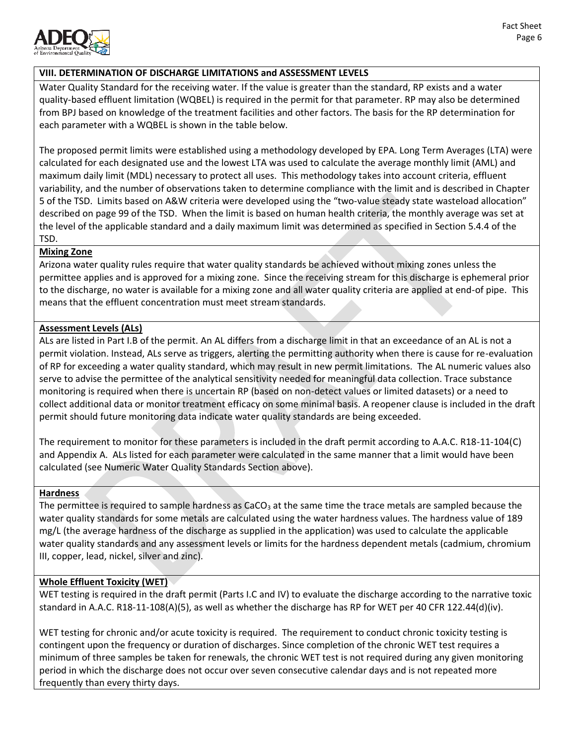## VIII. DETERMINATION OF DISCHARGE LIMITATIONS and ASSESSMENT LEVELS

Water Quality Standard for the receiving water. If the value is greater than the standard, RP exists and a water quality-based effluent limitation (WQBEL) is required in the permit for that parameter. RP may also be determined from BPJ based on knowledge of the treatment facilities and other factors. The basis for the RP determination for each parameter with a WQBEL is shown in the table below.

The proposed permit limits were established using a methodology developed by EPA. Long Term Averages (LTA) were calculated for each designated use and the lowest LTA was used to calculate the average monthly limit (AML) and maximum daily limit (MDL) necessary to protect all uses. This methodology takes into account criteria, effluent variability, and the number of observations taken to determine compliance with the limit and is described in Chapter 5 of the TSD. Limits based on A&W criteria were developed using the "two-value steady state wasteload allocation" described on page 99 of the TSD. When the limit is based on human health criteria, the monthly average was set at the level of the applicable standard and a daily maximum limit was determined as specified in Section 5.4.4 of the TSD.

### Mixing Zone

Arizona water quality rules require that water quality standards be achieved without mixing zones unless the permittee applies and is approved for a mixing zone. Since the receiving stream for this discharge is ephemeral prior to the discharge, no water is available for a mixing zone and all water quality criteria are applied at end-of pipe. This means that the effluent concentration must meet stream standards.

### Assessment Levels (ALs)

ALs are listed in Part I.B of the permit. An AL differs from a discharge limit in that an exceedance of an AL is not a permit violation. Instead, ALs serve as triggers, alerting the permitting authority when there is cause for re-evaluation of RP for exceeding a water quality standard, which may result in new permit limitations. The AL numeric values also serve to advise the permittee of the analytical sensitivity needed for meaningful data collection. Trace substance monitoring is required when there is uncertain RP (based on non-detect values or limited datasets) or a need to collect additional data or monitor treatment efficacy on some minimal basis. A reopener clause is included in the draft permit should future monitoring data indicate water quality standards are being exceeded.

The requirement to monitor for these parameters is included in the draft permit according to A.A.C. R18-11-104(C) and Appendix A. ALs listed for each parameter were calculated in the same manner that a limit would have been calculated (see Numeric Water Quality Standards Section above).

### Hardness

The permittee is required to sample hardness as $CaCO_3$ at the same time the trace metals are sampled because the water quality standards for some metals are calculated using the water hardness values. The hardness value of 189 mg/L (the average hardness of the discharge as supplied in the application) was used to calculate the applicable water quality standards and any assessment levels or limits for the hardness dependent metals (cadmium, chromium III, copper, lead, nickel, silver and zinc).

### Whole Effluent Toxicity (WET)

WET testing is required in the draft permit (Parts I.C and IV) to evaluate the discharge according to the narrative toxic standard in A.A.C. R18-11-108(A)(5), as well as whether the discharge has RP for WET per 40 CFR 122.44(d)(iv).

WET testing for chronic and/or acute toxicity is required. The requirement to conduct chronic toxicity testing is contingent upon the frequency or duration of discharges. Since completion of the chronic WET test requires a minimum of three samples be taken for renewals, the chronic WET test is not required during any given monitoring period in which the discharge does not occur over seven consecutive calendar days and is not repeated more frequently than every thirty days.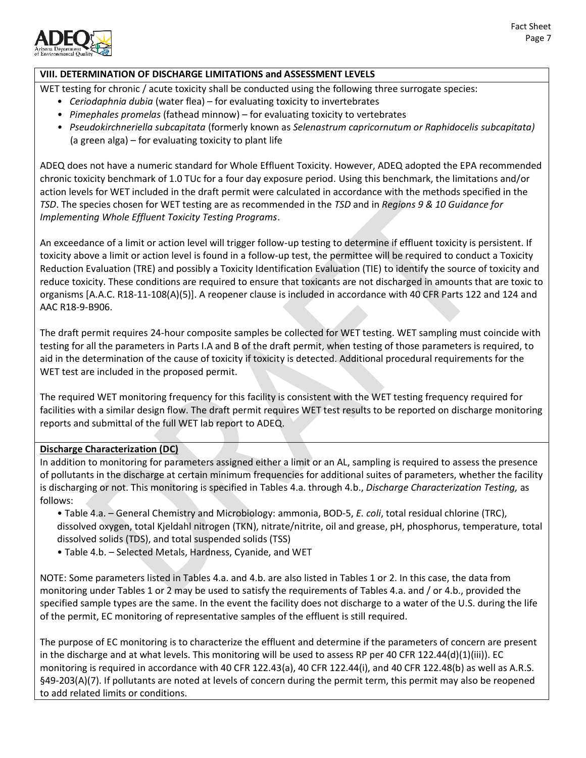## VIII. DETERMINATION OF DISCHARGE LIMITATIONS and ASSESSMENT LEVELS

WET testing for chronic / acute toxicity shall be conducted using the following three surrogate species:

- *Ceriodaphnia dubia* (water flea) – for evaluating toxicity to invertebrates
- *Pimephales promelas* (fathead minnow) – for evaluating toxicity to vertebrates
- *Pseudokirchneriella subcapitata* (formerly known as *Selenastrum capricornutum or Raphidocelis subcapitata)* (a green alga) – for evaluating toxicity to plant life

ADEQ does not have a numeric standard for Whole Effluent Toxicity. However, ADEQ adopted the EPA recommended chronic toxicity benchmark of 1.0 TUc for a four day exposure period. Using this benchmark, the limitations and/or action levels for WET included in the draft permit were calculated in accordance with the methods specified in the *TSD*. The species chosen for WET testing are as recommended in the *TSD* and in *Regions 9 & 10 Guidance for Implementing Whole Effluent Toxicity Testing Programs*.

An exceedance of a limit or action level will trigger follow-up testing to determine if effluent toxicity is persistent. If toxicity above a limit or action level is found in a follow-up test, the permittee will be required to conduct a Toxicity Reduction Evaluation (TRE) and possibly a Toxicity Identification Evaluation (TIE) to identify the source of toxicity and reduce toxicity. These conditions are required to ensure that toxicants are not discharged in amounts that are toxic to organisms [A.A.C. R18-11-108(A)(5)]. A reopener clause is included in accordance with 40 CFR Parts 122 and 124 and AAC R18-9-B906.

The draft permit requires 24-hour composite samples be collected for WET testing. WET sampling must coincide with testing for all the parameters in Parts I.A and B of the draft permit, when testing of those parameters is required, to aid in the determination of the cause of toxicity if toxicity is detected. Additional procedural requirements for the WET test are included in the proposed permit.

The required WET monitoring frequency for this facility is consistent with the WET testing frequency required for facilities with a similar design flow. The draft permit requires WET test results to be reported on discharge monitoring reports and submittal of the full WET lab report to ADEQ.

**Discharge Characterization (DC)**

In addition to monitoring for parameters assigned either a limit or an AL, sampling is required to assess the presence of pollutants in the discharge at certain minimum frequencies for additional suites of parameters, whether the facility is discharging or not. This monitoring is specified in Tables 4.a. through 4.b., *Discharge Characterization Testing,* as follows:

- Table 4.a. – General Chemistry and Microbiology: ammonia, BOD-5, *E. coli*, total residual chlorine (TRC), dissolved oxygen, total Kjeldahl nitrogen (TKN), nitrate/nitrite, oil and grease, pH, phosphorus, temperature, total dissolved solids (TDS), and total suspended solids (TSS)
- Table 4.b. – Selected Metals, Hardness, Cyanide, and WET

NOTE: Some parameters listed in Tables 4.a. and 4.b. are also listed in Tables 1 or 2. In this case, the data from monitoring under Tables 1 or 2 may be used to satisfy the requirements of Tables 4.a. and / or 4.b., provided the specified sample types are the same. In the event the facility does not discharge to a water of the U.S. during the life of the permit, EC monitoring of representative samples of the effluent is still required.

The purpose of EC monitoring is to characterize the effluent and determine if the parameters of concern are present in the discharge and at what levels. This monitoring will be used to assess RP per 40 CFR 122.44(d)(1)(iii)). EC monitoring is required in accordance with 40 CFR 122.43(a), 40 CFR 122.44(i), and 40 CFR 122.48(b) as well as A.R.S. §49-203(A)(7). If pollutants are noted at levels of concern during the permit term, this permit may also be reopened to add related limits or conditions.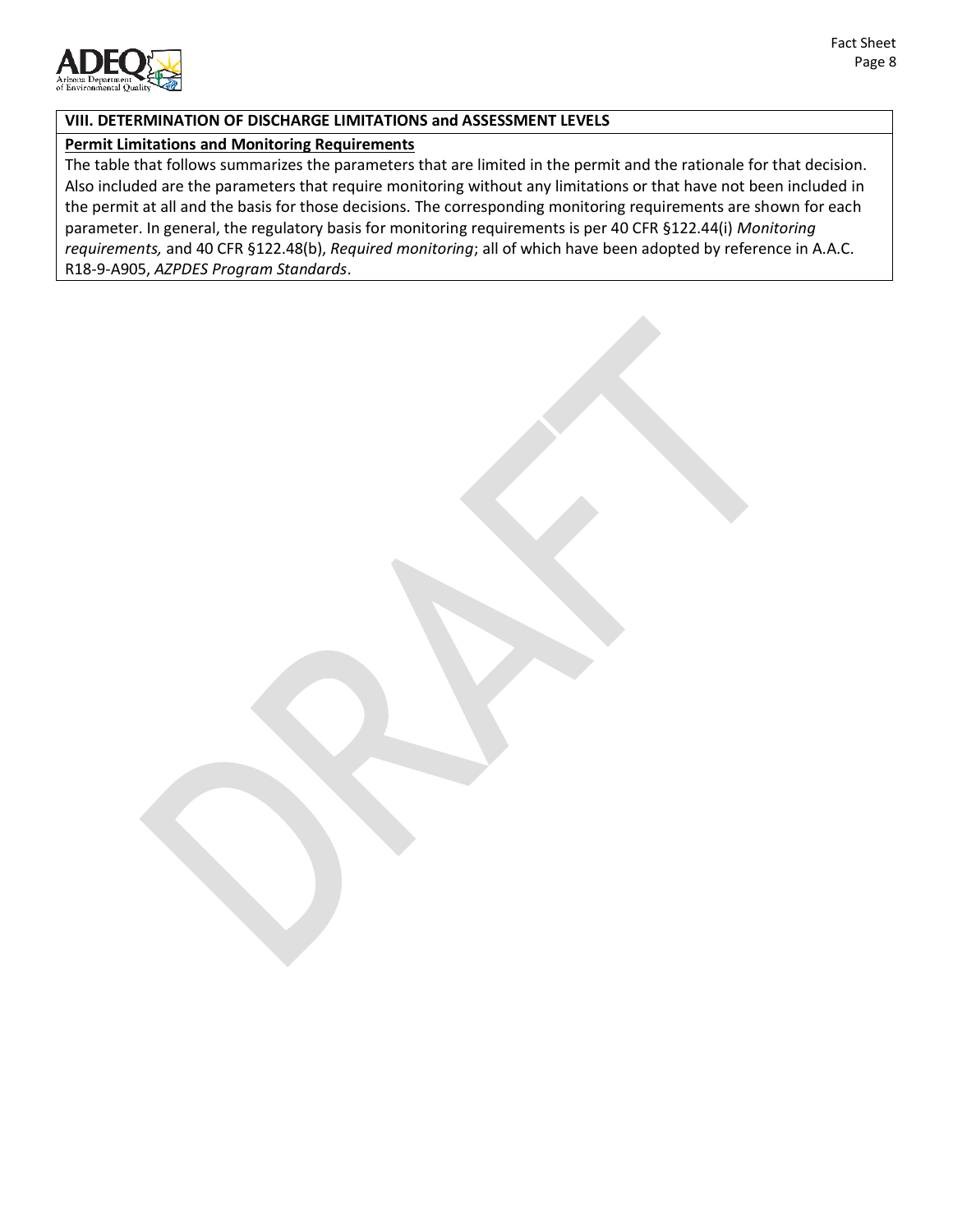## VIII. DETERMINATION OF DISCHARGE LIMITATIONS and ASSESSMENT LEVELS

**Permit Limitations and Monitoring Requirements**

The table that follows summarizes the parameters that are limited in the permit and the rationale for that decision. Also included are the parameters that require monitoring without any limitations or that have not been included in the permit at all and the basis for those decisions. The corresponding monitoring requirements are shown for each parameter. In general, the regulatory basis for monitoring requirements is per 40 CFR §122.44(i) *Monitoring requirements,* and 40 CFR §122.48(b), *Required monitoring*; all of which have been adopted by reference in A.A.C. R18-9-A905, *AZPDES Program Standards*.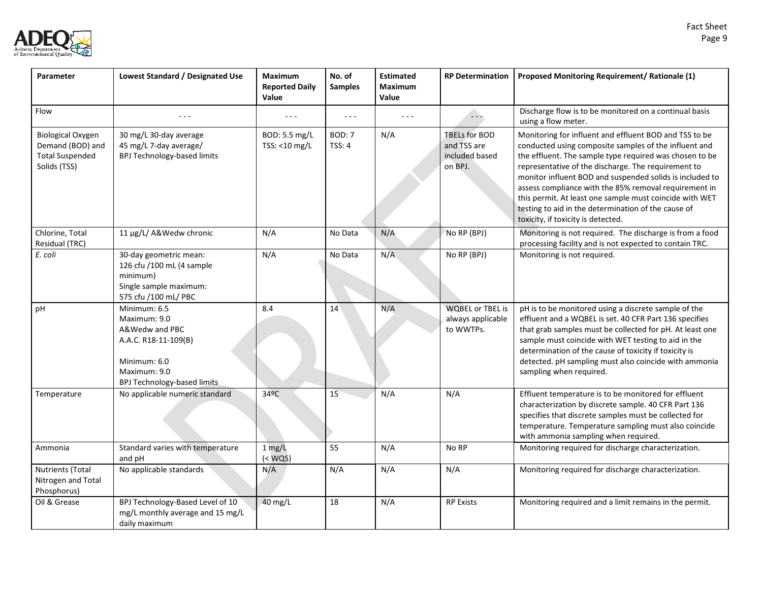| Parameter | Lowest Standard / Designated Use | Maximum Reported Daily Value | No. of Samples | Estimated Maximum Value | RP Determination | Proposed Monitoring Requirement/ Rationale (1) |
|---|---|---|---|---|---|---|
| Flow | - - - | - - - | - - - | - - - | - - - | Discharge flow is to be monitored on a continual basis using a flow meter. |
| Biological Oxygen Demand (BOD) and Total Suspended Solids (TSS) | 30 mg/L 30-day average<br>45 mg/L 7-day average/<br>BPJ Technology-based limits | BOD: 5.5 mg/L<br>TSS: <10 mg/L | BOD: 7<br>TSS: 4 | N/A | TBELs for BOD and TSS are included based on BPJ. | Monitoring for influent and effluent BOD and TSS to be conducted using composite samples of the influent and the effluent. The sample type required was chosen to be representative of the discharge. The requirement to monitor influent BOD and suspended solids is included to assess compliance with the 85% removal requirement in this permit. At least one sample must coincide with WET testing to aid in the determination of the cause of toxicity, if toxicity is detected. |
| Chlorine, Total Residual (TRC) | 11 µg/L/ A&Wedw chronic | N/A | No Data | N/A | No RP (BPJ) | Monitoring is not required. The discharge is from a food processing facility and is not expected to contain TRC. |
| *E. coli* | 30-day geometric mean:<br>126 cfu /100 mL (4 sample minimum)<br>Single sample maximum:<br>575 cfu /100 mL/ PBC | N/A | No Data | N/A | No RP (BPJ) | Monitoring is not required. |
| pH | Minimum: 6.5<br>Maximum: 9.0<br>A&Wedw and PBC<br>A.A.C. R18-11-109(B)<br><br>Minimum: 6.0<br>Maximum: 9.0<br>BPJ Technology-based limits | 8.4 | 14 | N/A | WQBEL or TBEL is always applicable to WWTPs. | pH is to be monitored using a discrete sample of the effluent and a WQBEL is set. 40 CFR Part 136 specifies that grab samples must be collected for pH. At least one sample must coincide with WET testing to aid in the determination of the cause of toxicity if toxicity is detected. pH sampling must also coincide with ammonia sampling when required. |
| Temperature | No applicable numeric standard | 34ºC | 15 | N/A | N/A | Effluent temperature is to be monitored for effluent characterization by discrete sample. 40 CFR Part 136 specifies that discrete samples must be collected for temperature. Temperature sampling must also coincide with ammonia sampling when required. |
| Ammonia | Standard varies with temperature and pH | 1 mg/L<br>(< WQS) | 55 | N/A | No RP | Monitoring required for discharge characterization. |
| Nutrients (Total Nitrogen and Total Phosphorus) | No applicable standards | N/A | N/A | N/A | N/A | Monitoring required for discharge characterization. |
| Oil & Grease | BPJ Technology-Based Level of 10 mg/L monthly average and 15 mg/L daily maximum | 40 mg/L | 18 | N/A | RP Exists | Monitoring required and a limit remains in the permit. |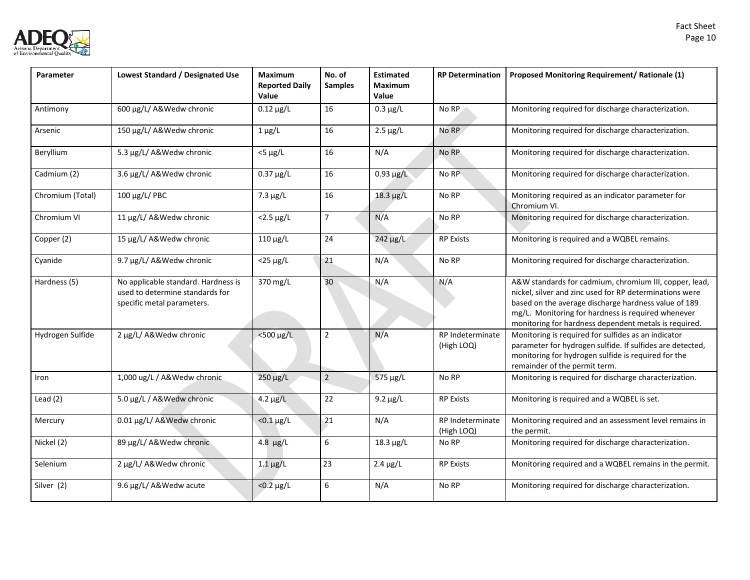| Parameter | Lowest Standard / Designated Use | Maximum Reported Daily Value | No. of Samples | Estimated Maximum Value | RP Determination | Proposed Monitoring Requirement/ Rationale (1) |
|---|---|---|---|---|---|---|
| Antimony | 600 µg/L/ A&Wedw chronic | 0.12 µg/L | 16 | 0.3 µg/L | No RP | Monitoring required for discharge characterization. |
| Arsenic | 150 µg/L/ A&Wedw chronic | 1 µg/L | 16 | 2.5 µg/L | No RP | Monitoring required for discharge characterization. |
| Beryllium | 5.3 µg/L/ A&Wedw chronic | <5 µg/L | 16 | N/A | No RP | Monitoring required for discharge characterization. |
| Cadmium (2) | 3.6 µg/L/ A&Wedw chronic | 0.37 µg/L | 16 | 0.93 µg/L | No RP | Monitoring required for discharge characterization. |
| Chromium (Total) | 100 µg/L/ PBC | 7.3 µg/L | 16 | 18.3 µg/L | No RP | Monitoring required as an indicator parameter for Chromium VI. |
| Chromium VI | 11 µg/L/ A&Wedw chronic | <2.5 µg/L | 7 | N/A | No RP | Monitoring required for discharge characterization. |
| Copper (2) | 15 µg/L/ A&Wedw chronic | 110 µg/L | 24 | 242 µg/L | RP Exists | Monitoring is required and a WQBEL remains. |
| Cyanide | 9.7 µg/L/ A&Wedw chronic | <25 µg/L | 21 | N/A | No RP | Monitoring required for discharge characterization. |
| Hardness (5) | No applicable standard. Hardness is used to determine standards for specific metal parameters. | 370 mg/L | 30 | N/A | N/A | A&W standards for cadmium, chromium III, copper, lead, nickel, silver and zinc used for RP determinations were based on the average discharge hardness value of 189 mg/L. Monitoring for hardness is required whenever monitoring for hardness dependent metals is required. |
| Hydrogen Sulfide | 2 µg/L/ A&Wedw chronic | <500 µg/L | 2 | N/A | RP Indeterminate (High LOQ) | Monitoring is required for sulfides as an indicator parameter for hydrogen sulfide. If sulfides are detected, monitoring for hydrogen sulfide is required for the remainder of the permit term. |
| Iron | 1,000 ug/L / A&Wedw chronic | 250 µg/L | 2 | 575 µg/L | No RP | Monitoring is required for discharge characterization. |
| Lead (2) | 5.0 µg/L / A&Wedw chronic | 4.2 µg/L | 22 | 9.2 µg/L | RP Exists | Monitoring is required and a WQBEL is set. |
| Mercury | 0.01 µg/L/ A&Wedw chronic | <0.1 µg/L | 21 | N/A | RP Indeterminate (High LOQ) | Monitoring required and an assessment level remains in the permit. |
| Nickel (2) | 89 µg/L/ A&Wedw chronic | 4.8 µg/L | 6 | 18.3 µg/L | No RP | Monitoring required for discharge characterization. |
| Selenium | 2 µg/L/ A&Wedw chronic | 1.1 µg/L | 23 | 2.4 µg/L | RP Exists | Monitoring required and a WQBEL remains in the permit. |
| Silver (2) | 9.6 µg/L/ A&Wedw acute | <0.2 µg/L | 6 | N/A | No RP | Monitoring required for discharge characterization. |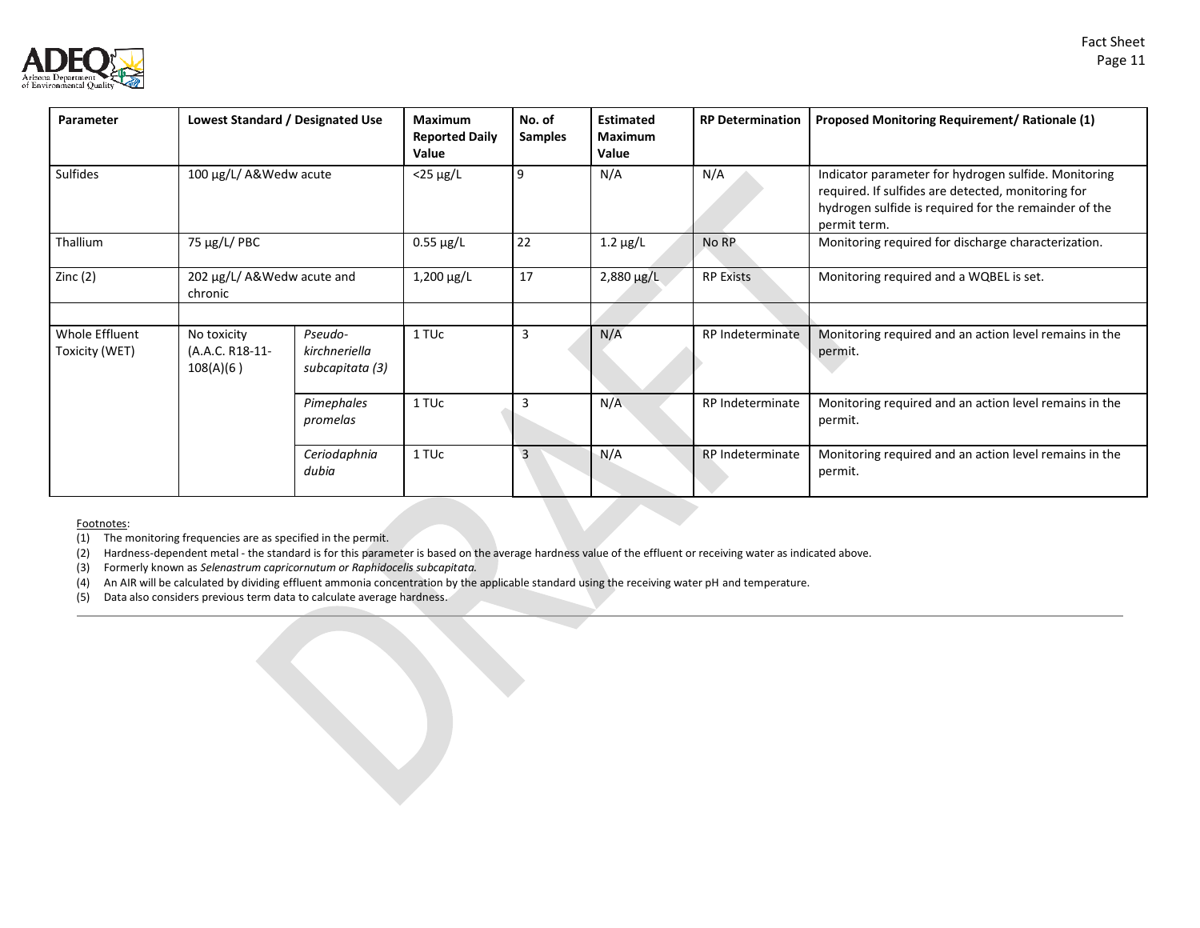| Parameter | Lowest Standard / Designated Use | | Maximum Reported Daily Value | No. of Samples | Estimated Maximum Value | RP Determination | Proposed Monitoring Requirement/ Rationale (1) |
|---|---|---|---|---|---|---|---|
| Sulfides | 100 µg/L/ A&Wedw acute | | <25 µg/L | 9 | N/A | N/A | Indicator parameter for hydrogen sulfide. Monitoring required. If sulfides are detected, monitoring for hydrogen sulfide is required for the remainder of the permit term. |
| Thallium | 75 µg/L/ PBC | | 0.55 µg/L | 22 | 1.2 µg/L | No RP | Monitoring required for discharge characterization. |
| Zinc (2) | 202 µg/L/ A&Wedw acute and chronic | | 1,200 µg/L | 17 | 2,880 µg/L | RP Exists | Monitoring required and a WQBEL is set. |
| | | | | | | | |
| Whole Effluent Toxicity (WET) | No toxicity (A.A.C. R18-11-108(A)(6 ) | *Pseudo-kirchneriella subcapitata (3)* | 1 TUc | 3 | N/A | RP Indeterminate | Monitoring required and an action level remains in the permit. |
| | | *Pimephales promelas* | 1 TUc | 3 | N/A | RP Indeterminate | Monitoring required and an action level remains in the permit. |
| | | *Ceriodaphnia dubia* | 1 TUc | 3 | N/A | RP Indeterminate | Monitoring required and an action level remains in the permit. |

Footnotes:

(1) The monitoring frequencies are as specified in the permit.

(2) Hardness-dependent metal - the standard is for this parameter is based on the average hardness value of the effluent or receiving water as indicated above.

(3) Formerly known as *Selenastrum capricornutum or Raphidocelis subcapitata.*

(4) An AIR will be calculated by dividing effluent ammonia concentration by the applicable standard using the receiving water pH and temperature.

(5) Data also considers previous term data to calculate average hardness.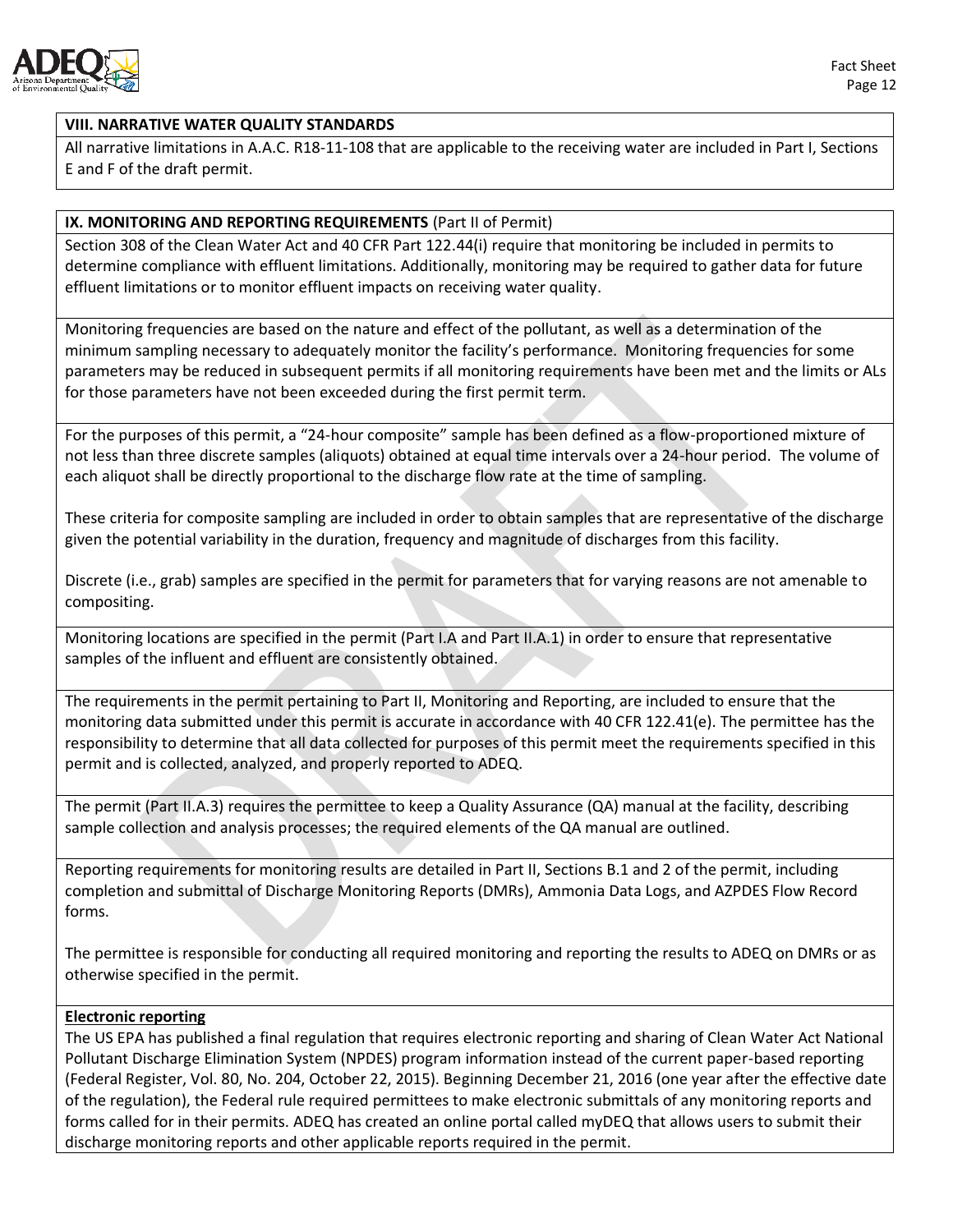## VIII. NARRATIVE WATER QUALITY STANDARDS

All narrative limitations in A.A.C. R18-11-108 that are applicable to the receiving water are included in Part I, Sections E and F of the draft permit.

## IX. MONITORING AND REPORTING REQUIREMENTS (Part II of Permit)

Section 308 of the Clean Water Act and 40 CFR Part 122.44(i) require that monitoring be included in permits to determine compliance with effluent limitations. Additionally, monitoring may be required to gather data for future effluent limitations or to monitor effluent impacts on receiving water quality.

Monitoring frequencies are based on the nature and effect of the pollutant, as well as a determination of the minimum sampling necessary to adequately monitor the facility's performance. Monitoring frequencies for some parameters may be reduced in subsequent permits if all monitoring requirements have been met and the limits or ALs for those parameters have not been exceeded during the first permit term.

For the purposes of this permit, a "24-hour composite" sample has been defined as a flow-proportioned mixture of not less than three discrete samples (aliquots) obtained at equal time intervals over a 24-hour period. The volume of each aliquot shall be directly proportional to the discharge flow rate at the time of sampling.

These criteria for composite sampling are included in order to obtain samples that are representative of the discharge given the potential variability in the duration, frequency and magnitude of discharges from this facility.

Discrete (i.e., grab) samples are specified in the permit for parameters that for varying reasons are not amenable to compositing.

Monitoring locations are specified in the permit (Part I.A and Part II.A.1) in order to ensure that representative samples of the influent and effluent are consistently obtained.

The requirements in the permit pertaining to Part II, Monitoring and Reporting, are included to ensure that the monitoring data submitted under this permit is accurate in accordance with 40 CFR 122.41(e). The permittee has the responsibility to determine that all data collected for purposes of this permit meet the requirements specified in this permit and is collected, analyzed, and properly reported to ADEQ.

The permit (Part II.A.3) requires the permittee to keep a Quality Assurance (QA) manual at the facility, describing sample collection and analysis processes; the required elements of the QA manual are outlined.

Reporting requirements for monitoring results are detailed in Part II, Sections B.1 and 2 of the permit, including completion and submittal of Discharge Monitoring Reports (DMRs), Ammonia Data Logs, and AZPDES Flow Record forms.

The permittee is responsible for conducting all required monitoring and reporting the results to ADEQ on DMRs or as otherwise specified in the permit.

**Electronic reporting**

The US EPA has published a final regulation that requires electronic reporting and sharing of Clean Water Act National Pollutant Discharge Elimination System (NPDES) program information instead of the current paper-based reporting (Federal Register, Vol. 80, No. 204, October 22, 2015). Beginning December 21, 2016 (one year after the effective date of the regulation), the Federal rule required permittees to make electronic submittals of any monitoring reports and forms called for in their permits. ADEQ has created an online portal called myDEQ that allows users to submit their discharge monitoring reports and other applicable reports required in the permit.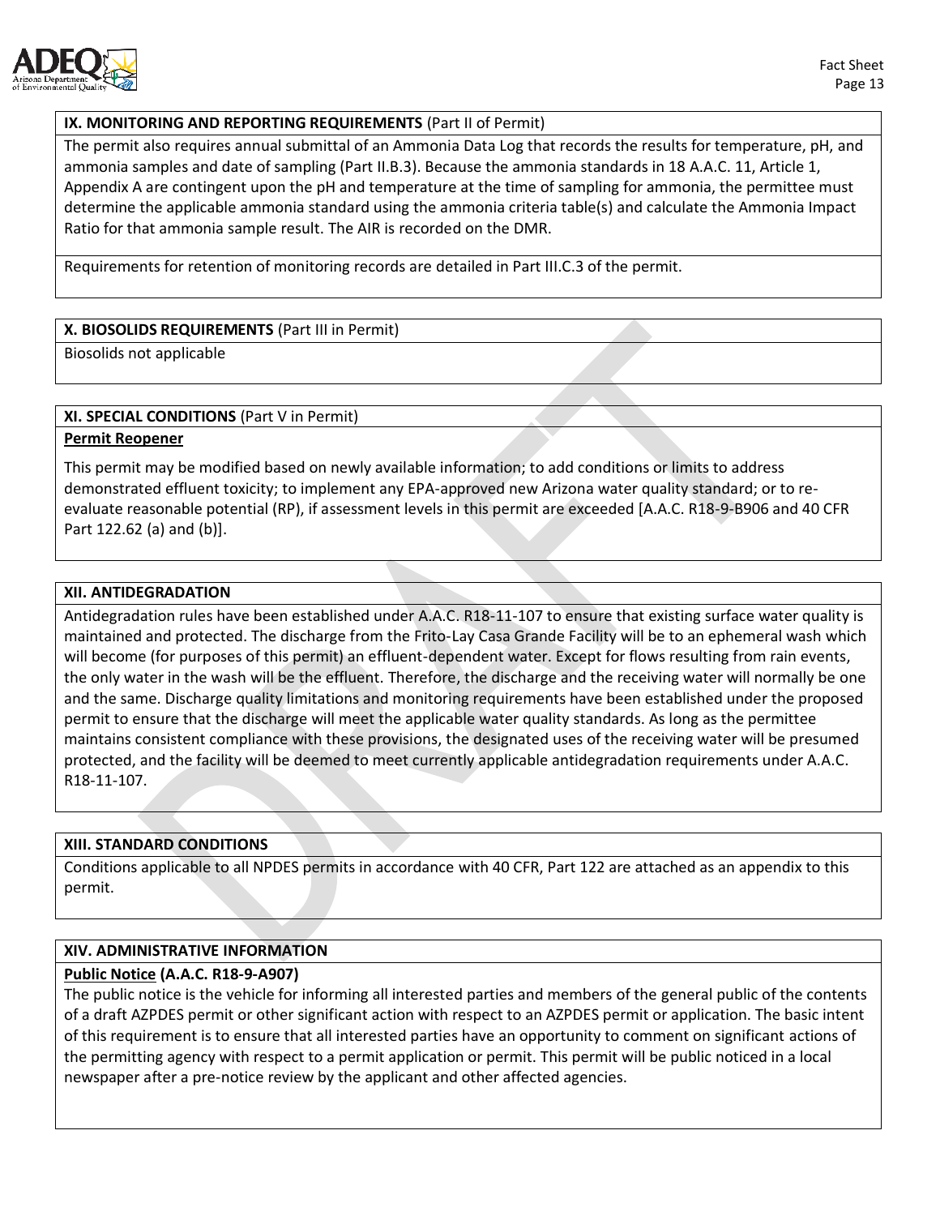## IX. MONITORING AND REPORTING REQUIREMENTS (Part II of Permit)

The permit also requires annual submittal of an Ammonia Data Log that records the results for temperature, pH, and ammonia samples and date of sampling (Part II.B.3). Because the ammonia standards in 18 A.A.C. 11, Article 1, Appendix A are contingent upon the pH and temperature at the time of sampling for ammonia, the permittee must determine the applicable ammonia standard using the ammonia criteria table(s) and calculate the Ammonia Impact Ratio for that ammonia sample result. The AIR is recorded on the DMR.

Requirements for retention of monitoring records are detailed in Part III.C.3 of the permit.

## X. BIOSOLIDS REQUIREMENTS (Part III in Permit)

Biosolids not applicable

## XI. SPECIAL CONDITIONS (Part V in Permit)

**Permit Reopener**

This permit may be modified based on newly available information; to add conditions or limits to address demonstrated effluent toxicity; to implement any EPA-approved new Arizona water quality standard; or to re-evaluate reasonable potential (RP), if assessment levels in this permit are exceeded [A.A.C. R18-9-B906 and 40 CFR Part 122.62 (a) and (b)].

## XII. ANTIDEGRADATION

Antidegradation rules have been established under A.A.C. R18-11-107 to ensure that existing surface water quality is maintained and protected. The discharge from the Frito-Lay Casa Grande Facility will be to an ephemeral wash which will become (for purposes of this permit) an effluent-dependent water. Except for flows resulting from rain events, the only water in the wash will be the effluent. Therefore, the discharge and the receiving water will normally be one and the same. Discharge quality limitations and monitoring requirements have been established under the proposed permit to ensure that the discharge will meet the applicable water quality standards. As long as the permittee maintains consistent compliance with these provisions, the designated uses of the receiving water will be presumed protected, and the facility will be deemed to meet currently applicable antidegradation requirements under A.A.C. R18-11-107.

## XIII. STANDARD CONDITIONS

Conditions applicable to all NPDES permits in accordance with 40 CFR, Part 122 are attached as an appendix to this permit.

## XIV. ADMINISTRATIVE INFORMATION

**Public Notice (A.A.C. R18-9-A907)**

The public notice is the vehicle for informing all interested parties and members of the general public of the contents of a draft AZPDES permit or other significant action with respect to an AZPDES permit or application. The basic intent of this requirement is to ensure that all interested parties have an opportunity to comment on significant actions of the permitting agency with respect to a permit application or permit. This permit will be public noticed in a local newspaper after a pre-notice review by the applicant and other affected agencies.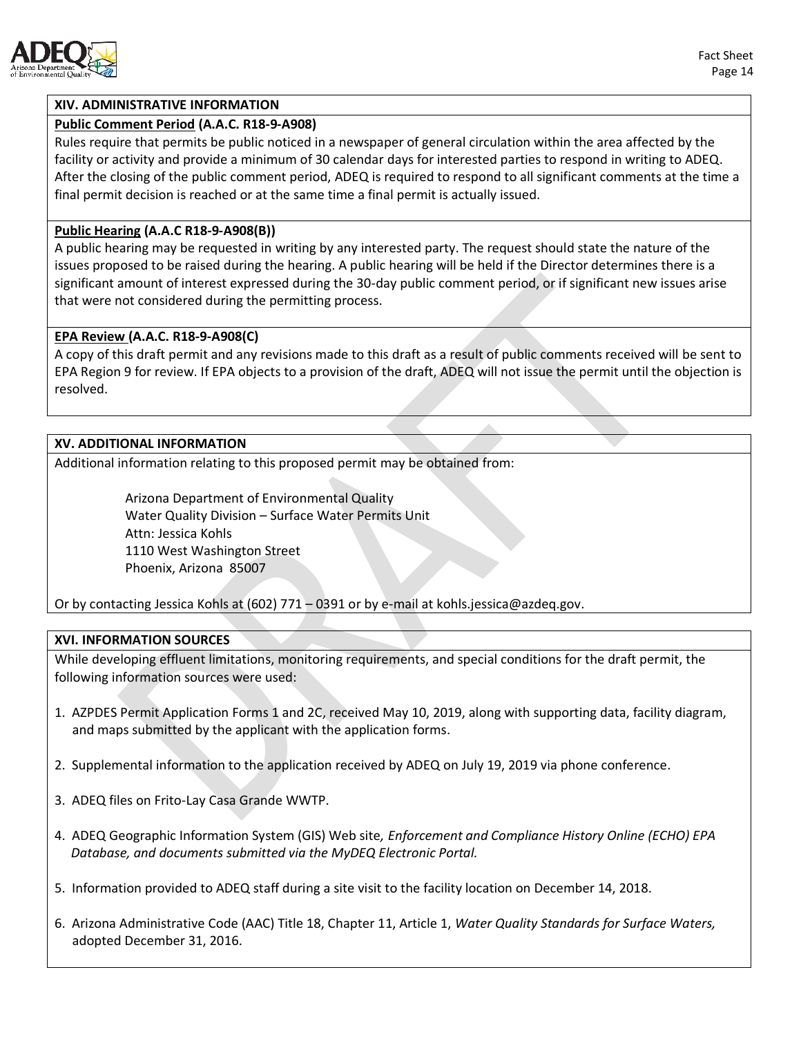## XIV. ADMINISTRATIVE INFORMATION

**Public Comment Period (A.A.C. R18-9-A908)**

Rules require that permits be public noticed in a newspaper of general circulation within the area affected by the facility or activity and provide a minimum of 30 calendar days for interested parties to respond in writing to ADEQ. After the closing of the public comment period, ADEQ is required to respond to all significant comments at the time a final permit decision is reached or at the same time a final permit is actually issued.

**Public Hearing (A.A.C R18-9-A908(B))**

A public hearing may be requested in writing by any interested party. The request should state the nature of the issues proposed to be raised during the hearing. A public hearing will be held if the Director determines there is a significant amount of interest expressed during the 30-day public comment period, or if significant new issues arise that were not considered during the permitting process.

**EPA Review (A.A.C. R18-9-A908(C)**

A copy of this draft permit and any revisions made to this draft as a result of public comments received will be sent to EPA Region 9 for review. If EPA objects to a provision of the draft, ADEQ will not issue the permit until the objection is resolved.

## XV. ADDITIONAL INFORMATION

Additional information relating to this proposed permit may be obtained from:

Arizona Department of Environmental Quality
Water Quality Division – Surface Water Permits Unit
Attn: Jessica Kohls
1110 West Washington Street
Phoenix, Arizona 85007

Or by contacting Jessica Kohls at (602) 771 – 0391 or by e-mail at kohls.jessica@azdeq.gov.

## XVI. INFORMATION SOURCES

While developing effluent limitations, monitoring requirements, and special conditions for the draft permit, the following information sources were used:

1. AZPDES Permit Application Forms 1 and 2C, received May 10, 2019, along with supporting data, facility diagram, and maps submitted by the applicant with the application forms.
2. Supplemental information to the application received by ADEQ on July 19, 2019 via phone conference.
3. ADEQ files on Frito-Lay Casa Grande WWTP.
4. ADEQ Geographic Information System (GIS) Web site*, Enforcement and Compliance History Online (ECHO) EPA Database, and documents submitted via the MyDEQ Electronic Portal.*
5. Information provided to ADEQ staff during a site visit to the facility location on December 14, 2018.
6. Arizona Administrative Code (AAC) Title 18, Chapter 11, Article 1, *Water Quality Standards for Surface Waters,* adopted December 31, 2016.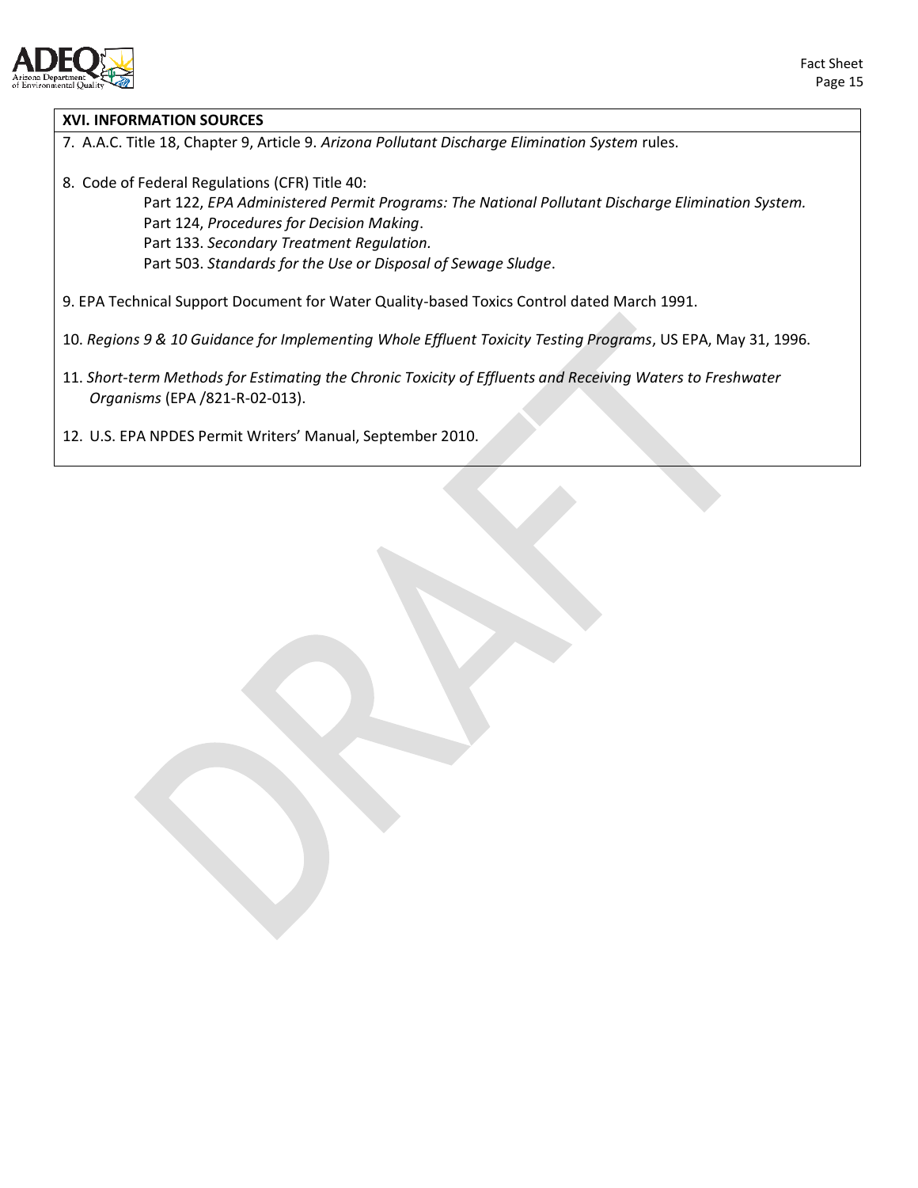## XVI. INFORMATION SOURCES

7. A.A.C. Title 18, Chapter 9, Article 9. *Arizona Pollutant Discharge Elimination System* rules.

8. Code of Federal Regulations (CFR) Title 40:
   - Part 122, *EPA Administered Permit Programs: The National Pollutant Discharge Elimination System.*
   - Part 124, *Procedures for Decision Making*.
   - Part 133. *Secondary Treatment Regulation.*
   - Part 503. *Standards for the Use or Disposal of Sewage Sludge*.

9. EPA Technical Support Document for Water Quality-based Toxics Control dated March 1991.

10. *Regions 9 & 10 Guidance for Implementing Whole Effluent Toxicity Testing Programs*, US EPA, May 31, 1996.

11. *Short-term Methods for Estimating the Chronic Toxicity of Effluents and Receiving Waters to Freshwater Organisms* (EPA /821-R-02-013).

12. U.S. EPA NPDES Permit Writers' Manual, September 2010.